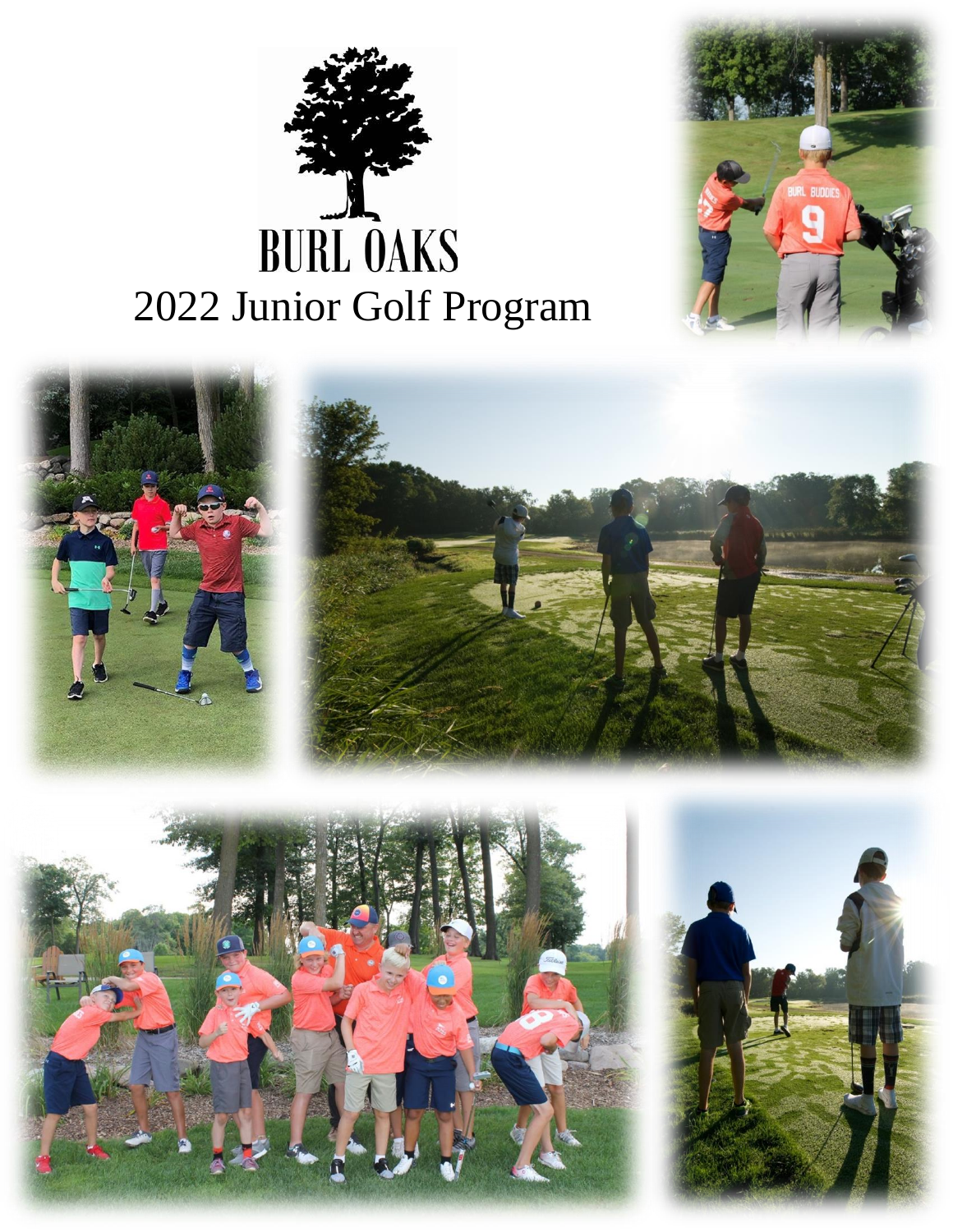# BURL OAKS

## 2022 Junior Golf Program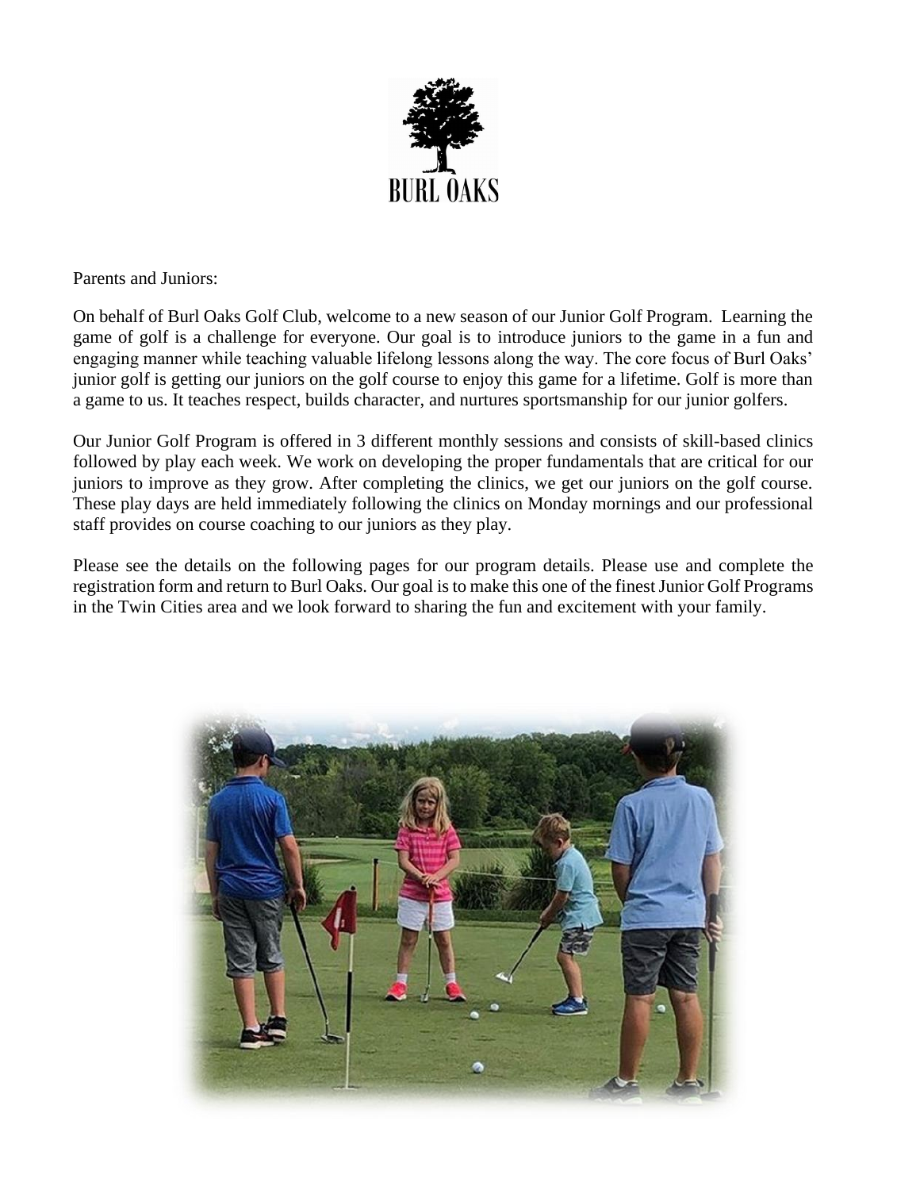BURL OAKS

Parents and Juniors:

On behalf of Burl Oaks Golf Club, welcome to a new season of our Junior Golf Program. Learning the game of golf is a challenge for everyone. Our goal is to introduce juniors to the game in a fun and engaging manner while teaching valuable lifelong lessons along the way. The core focus of Burl Oaks' junior golf is getting our juniors on the golf course to enjoy this game for a lifetime. Golf is more than a game to us. It teaches respect, builds character, and nurtures sportsmanship for our junior golfers.

Our Junior Golf Program is offered in 3 different monthly sessions and consists of skill-based clinics followed by play each week. We work on developing the proper fundamentals that are critical for our juniors to improve as they grow. After completing the clinics, we get our juniors on the golf course. These play days are held immediately following the clinics on Monday mornings and our professional staff provides on course coaching to our juniors as they play.

Please see the details on the following pages for our program details. Please use and complete the registration form and return to Burl Oaks. Our goal is to make this one of the finest Junior Golf Programs in the Twin Cities area and we look forward to sharing the fun and excitement with your family.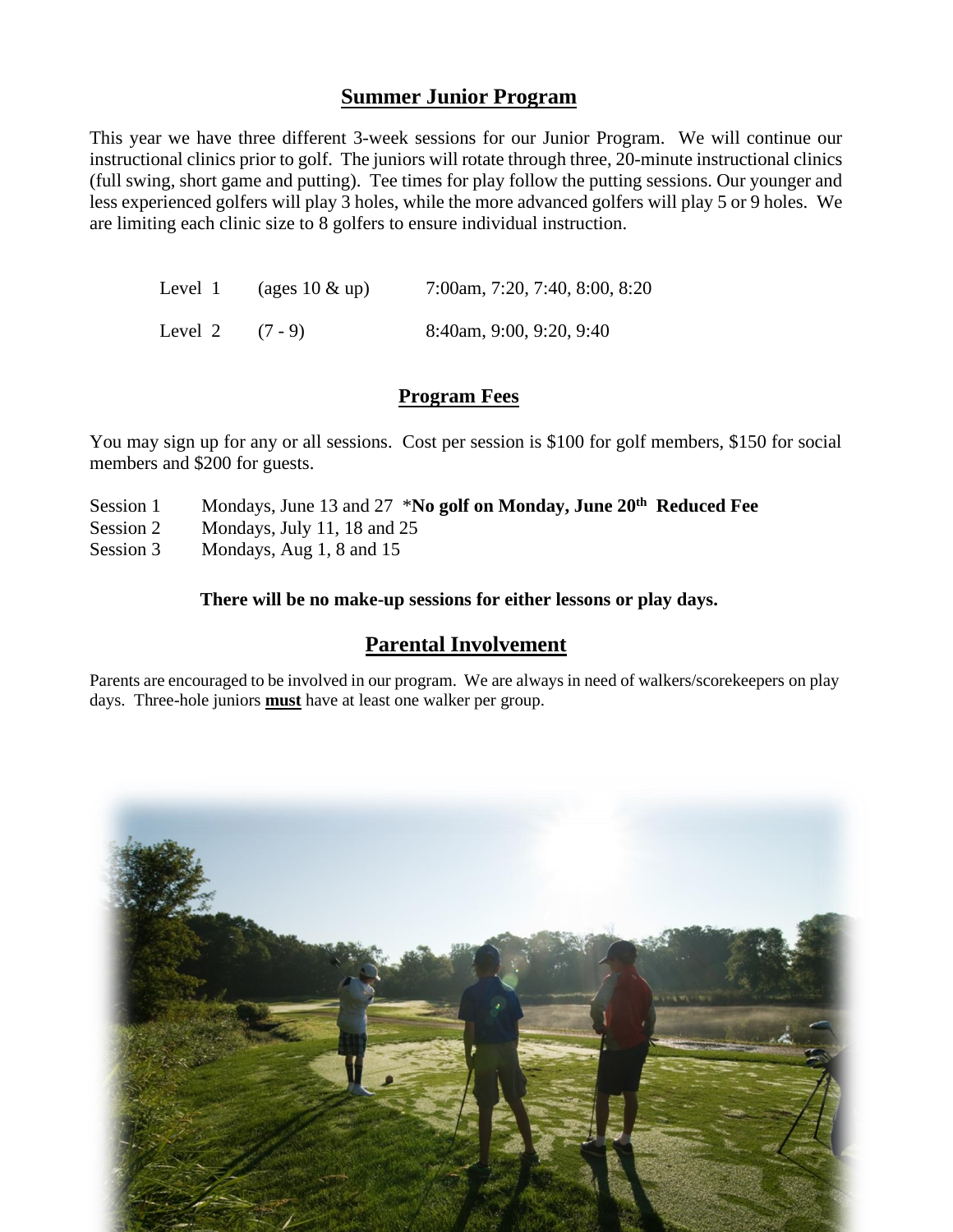## Summer Junior Program

This year we have three different 3-week sessions for our Junior Program. We will continue our instructional clinics prior to golf. The juniors will rotate through three, 20-minute instructional clinics (full swing, short game and putting). Tee times for play follow the putting sessions. Our younger and less experienced golfers will play 3 holes, while the more advanced golfers will play 5 or 9 holes. We are limiting each clinic size to 8 golfers to ensure individual instruction.

| Level | Ages | Times |
|---|---|---|
| Level 1 | (ages 10 & up) | 7:00am, 7:20, 7:40, 8:00, 8:20 |
| Level 2 | (7 - 9) | 8:40am, 9:00, 9:20, 9:40 |

## Program Fees

You may sign up for any or all sessions. Cost per session is $100 for golf members, $150 for social members and $200 for guests.

| Session | Dates |
|---|---|
| Session 1 | Mondays, June 13 and 27 \***No golf on Monday, June 20th Reduced Fee** |
| Session 2 | Mondays, July 11, 18 and 25 |
| Session 3 | Mondays, Aug 1, 8 and 15 |

**There will be no make-up sessions for either lessons or play days.**

## Parental Involvement

Parents are encouraged to be involved in our program. We are always in need of walkers/scorekeepers on play days. Three-hole juniors **must** have at least one walker per group.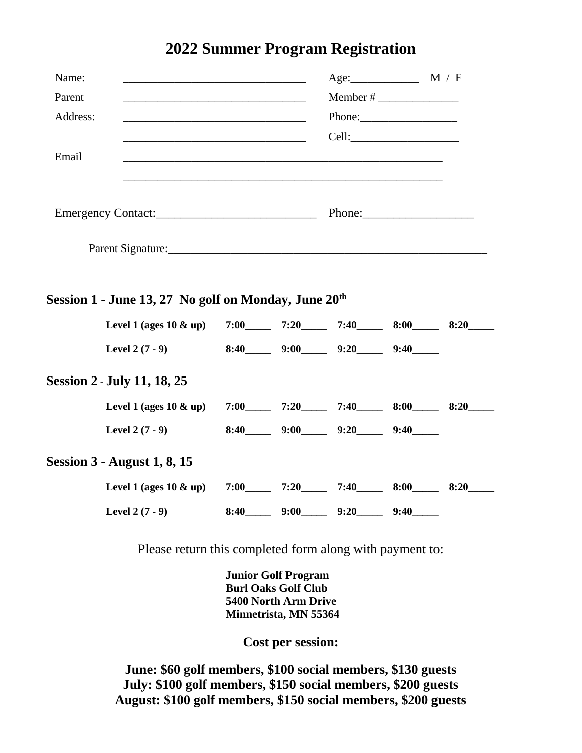# 2022 Summer Program Registration

Name: ________________________________ Age:___________ M / F

Parent ________________________________ Member # _____________

Address: ________________________________ Phone:________________

________________________________ Cell:__________________

Email ________________________________________________________

________________________________________________________

Emergency Contact:__________________________ Phone:_________________

Parent Signature:________________________________________________________

## Session 1 - June 13, 27 No golf on Monday, June 20th

**Level 1 (ages 10 & up)** **7:00_____ 7:20_____ 7:40_____ 8:00_____ 8:20_____**

**Level 2 (7 - 9)** **8:40_____ 9:00_____ 9:20_____ 9:40_____**

## Session 2 - July 11, 18, 25

**Level 1 (ages 10 & up)** **7:00_____ 7:20_____ 7:40_____ 8:00_____ 8:20_____**

**Level 2 (7 - 9)** **8:40_____ 9:00_____ 9:20_____ 9:40_____**

## Session 3 - August 1, 8, 15

**Level 1 (ages 10 & up)** **7:00_____ 7:20_____ 7:40_____ 8:00_____ 8:20_____**

**Level 2 (7 - 9)** **8:40_____ 9:00_____ 9:20_____ 9:40_____**

Please return this completed form along with payment to:

**Junior Golf Program**
**Burl Oaks Golf Club**
**5400 North Arm Drive**
**Minnetrista, MN 55364**

**Cost per session:**

**June: $60 golf members, $100 social members, $130 guests**
**July: $100 golf members, $150 social members, $200 guests**
**August: $100 golf members, $150 social members, $200 guests**